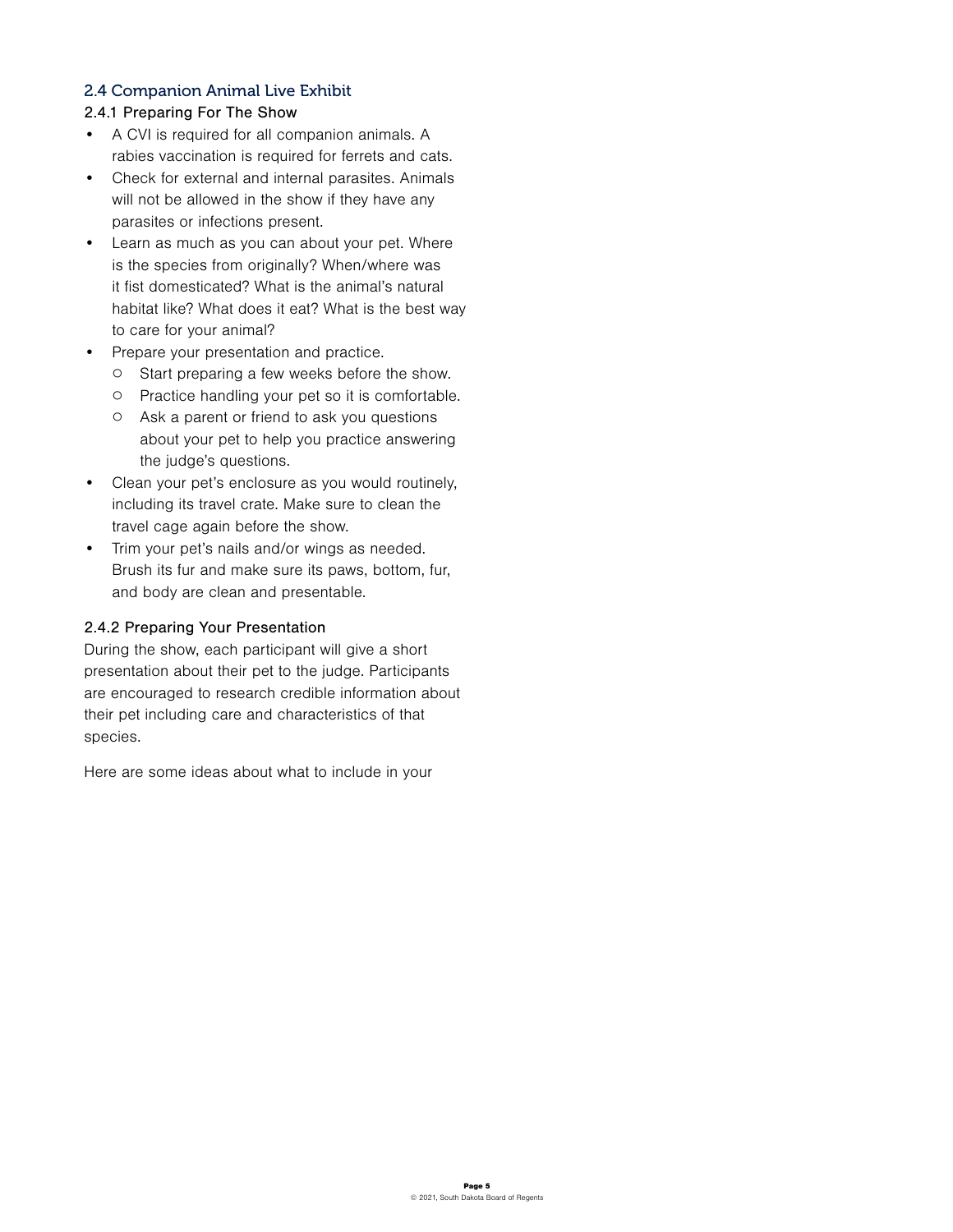## 2.4 Companion Animal Live Exhibit

### 2.4.1 Preparing For The Show

- A CVI is required for all companion animals. A rabies vaccination is required for ferrets and cats.
- Check for external and internal parasites. Animals will not be allowed in the show if they have any parasites or infections present.
- Learn as much as you can about your pet. Where is the species from originally? When/where was it fist domesticated? What is the animal's natural habitat like? What does it eat? What is the best way to care for your animal?
- Prepare your presentation and practice.
  - Start preparing a few weeks before the show.
  - Practice handling your pet so it is comfortable.
  - Ask a parent or friend to ask you questions about your pet to help you practice answering the judge's questions.
- Clean your pet's enclosure as you would routinely, including its travel crate. Make sure to clean the travel cage again before the show.
- Trim your pet's nails and/or wings as needed. Brush its fur and make sure its paws, bottom, fur, and body are clean and presentable.

### 2.4.2 Preparing Your Presentation

During the show, each participant will give a short presentation about their pet to the judge. Participants are encouraged to research credible information about their pet including care and characteristics of that species.

Here are some ideas about what to include in your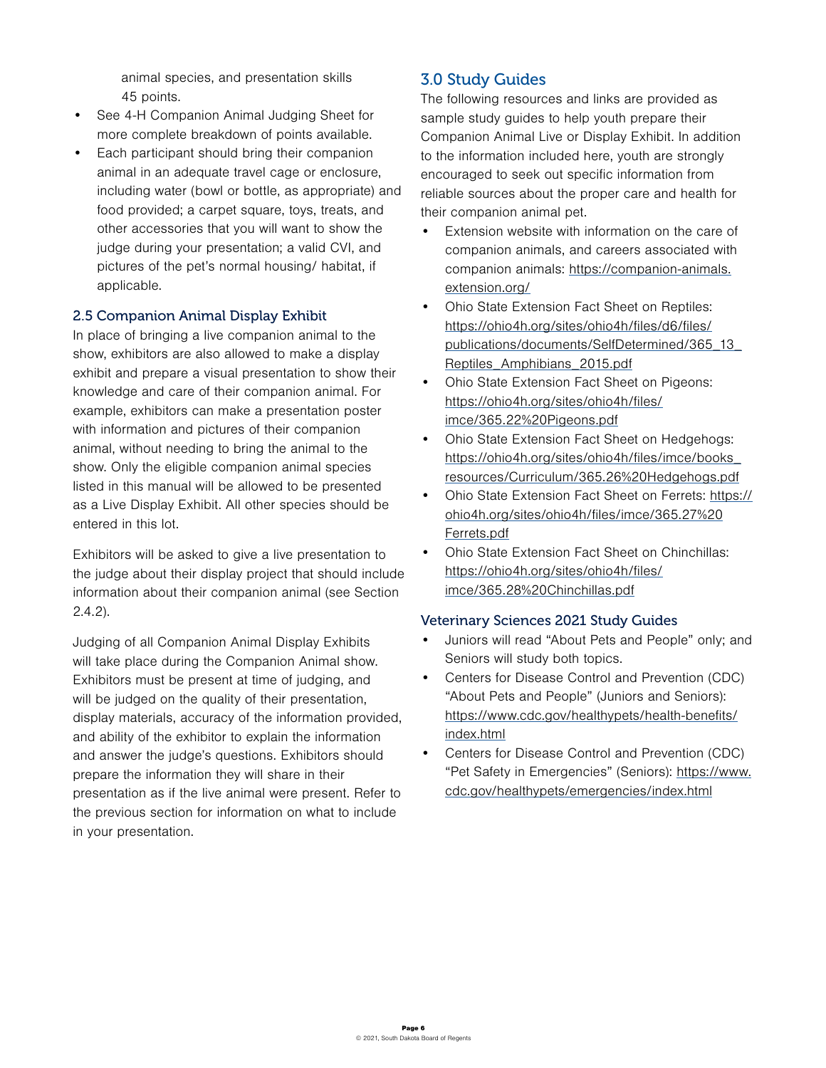animal species, and presentation skills 45 points.

- See 4-H Companion Animal Judging Sheet for more complete breakdown of points available.
- Each participant should bring their companion animal in an adequate travel cage or enclosure, including water (bowl or bottle, as appropriate) and food provided; a carpet square, toys, treats, and other accessories that you will want to show the judge during your presentation; a valid CVI, and pictures of the pet's normal housing/ habitat, if applicable.

### 2.5 Companion Animal Display Exhibit

In place of bringing a live companion animal to the show, exhibitors are also allowed to make a display exhibit and prepare a visual presentation to show their knowledge and care of their companion animal. For example, exhibitors can make a presentation poster with information and pictures of their companion animal, without needing to bring the animal to the show. Only the eligible companion animal species listed in this manual will be allowed to be presented as a Live Display Exhibit. All other species should be entered in this lot.

Exhibitors will be asked to give a live presentation to the judge about their display project that should include information about their companion animal (see Section 2.4.2).

Judging of all Companion Animal Display Exhibits will take place during the Companion Animal show. Exhibitors must be present at time of judging, and will be judged on the quality of their presentation, display materials, accuracy of the information provided, and ability of the exhibitor to explain the information and answer the judge's questions. Exhibitors should prepare the information they will share in their presentation as if the live animal were present. Refer to the previous section for information on what to include in your presentation.

## 3.0 Study Guides

The following resources and links are provided as sample study guides to help youth prepare their Companion Animal Live or Display Exhibit. In addition to the information included here, youth are strongly encouraged to seek out specific information from reliable sources about the proper care and health for their companion animal pet.

- Extension website with information on the care of companion animals, and careers associated with companion animals: https://companion-animals.extension.org/
- Ohio State Extension Fact Sheet on Reptiles: https://ohio4h.org/sites/ohio4h/files/d6/files/publications/documents/SelfDetermined/365_13_Reptiles_Amphibians_2015.pdf
- Ohio State Extension Fact Sheet on Pigeons: https://ohio4h.org/sites/ohio4h/files/imce/365.22%20Pigeons.pdf
- Ohio State Extension Fact Sheet on Hedgehogs: https://ohio4h.org/sites/ohio4h/files/imce/books_resources/Curriculum/365.26%20Hedgehogs.pdf
- Ohio State Extension Fact Sheet on Ferrets: https://ohio4h.org/sites/ohio4h/files/imce/365.27%20Ferrets.pdf
- Ohio State Extension Fact Sheet on Chinchillas: https://ohio4h.org/sites/ohio4h/files/imce/365.28%20Chinchillas.pdf

### Veterinary Sciences 2021 Study Guides

- Juniors will read "About Pets and People" only; and Seniors will study both topics.
- Centers for Disease Control and Prevention (CDC) "About Pets and People" (Juniors and Seniors): https://www.cdc.gov/healthypets/health-benefits/index.html
- Centers for Disease Control and Prevention (CDC) "Pet Safety in Emergencies" (Seniors): https://www.cdc.gov/healthypets/emergencies/index.html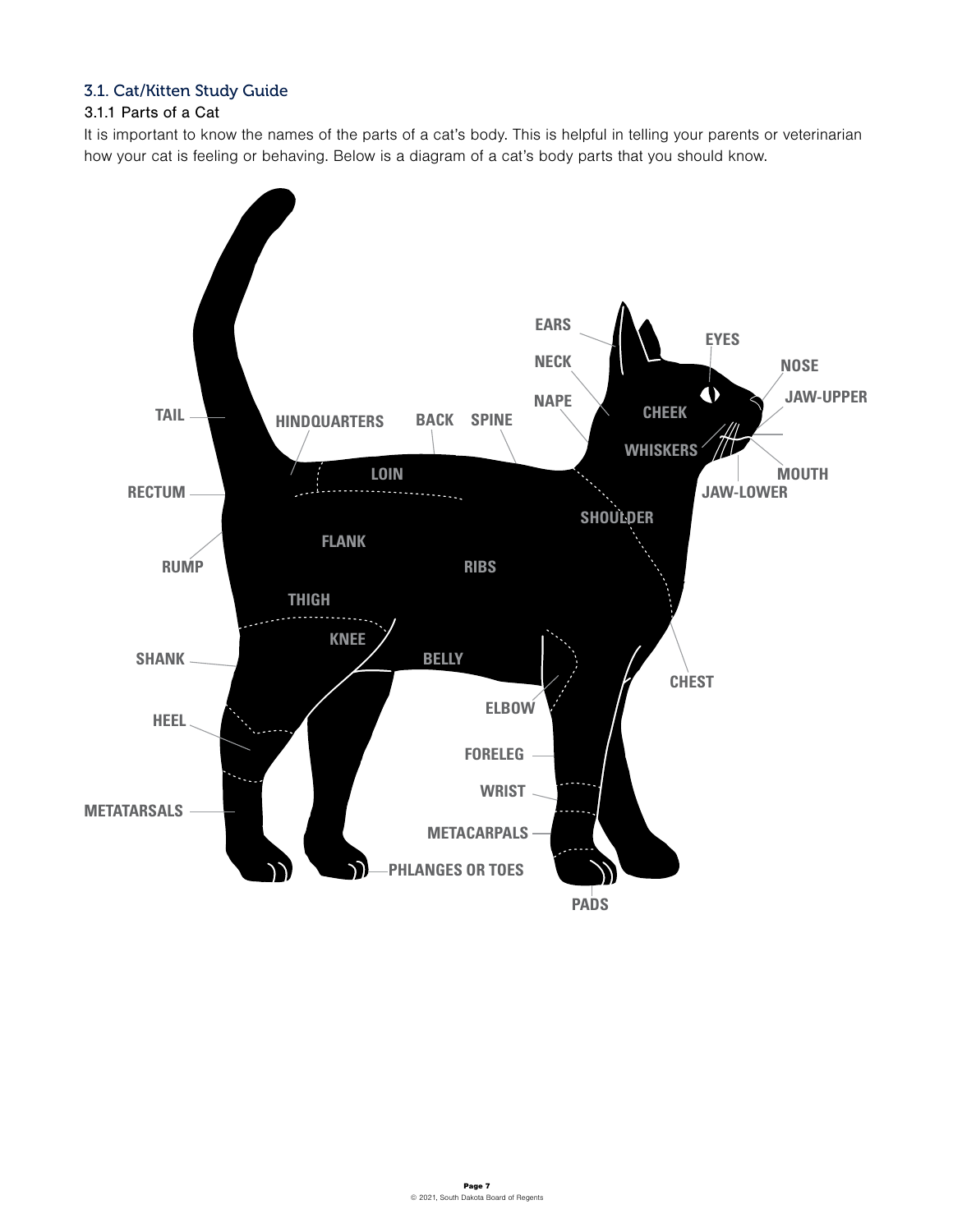## 3.1. Cat/Kitten Study Guide

### 3.1.1 Parts of a Cat

It is important to know the names of the parts of a cat's body. This is helpful in telling your parents or veterinarian how your cat is feeling or behaving. Below is a diagram of a cat's body parts that you should know.

EARS
NECK
NAPE
EYES
NOSE
JAW-UPPER
CHEEK
WHISKERS
MOUTH
JAW-LOWER
TAIL
HINDQUARTERS
BACK
SPINE
LOIN
RECTUM
RUMP
FLANK
RIBS
SHOULDER
THIGH
KNEE
BELLY
SHANK
HEEL
ELBOW
CHEST
FORELEG
WRIST
METATARSALS
METACARPALS
PHLANGES OR TOES
PADS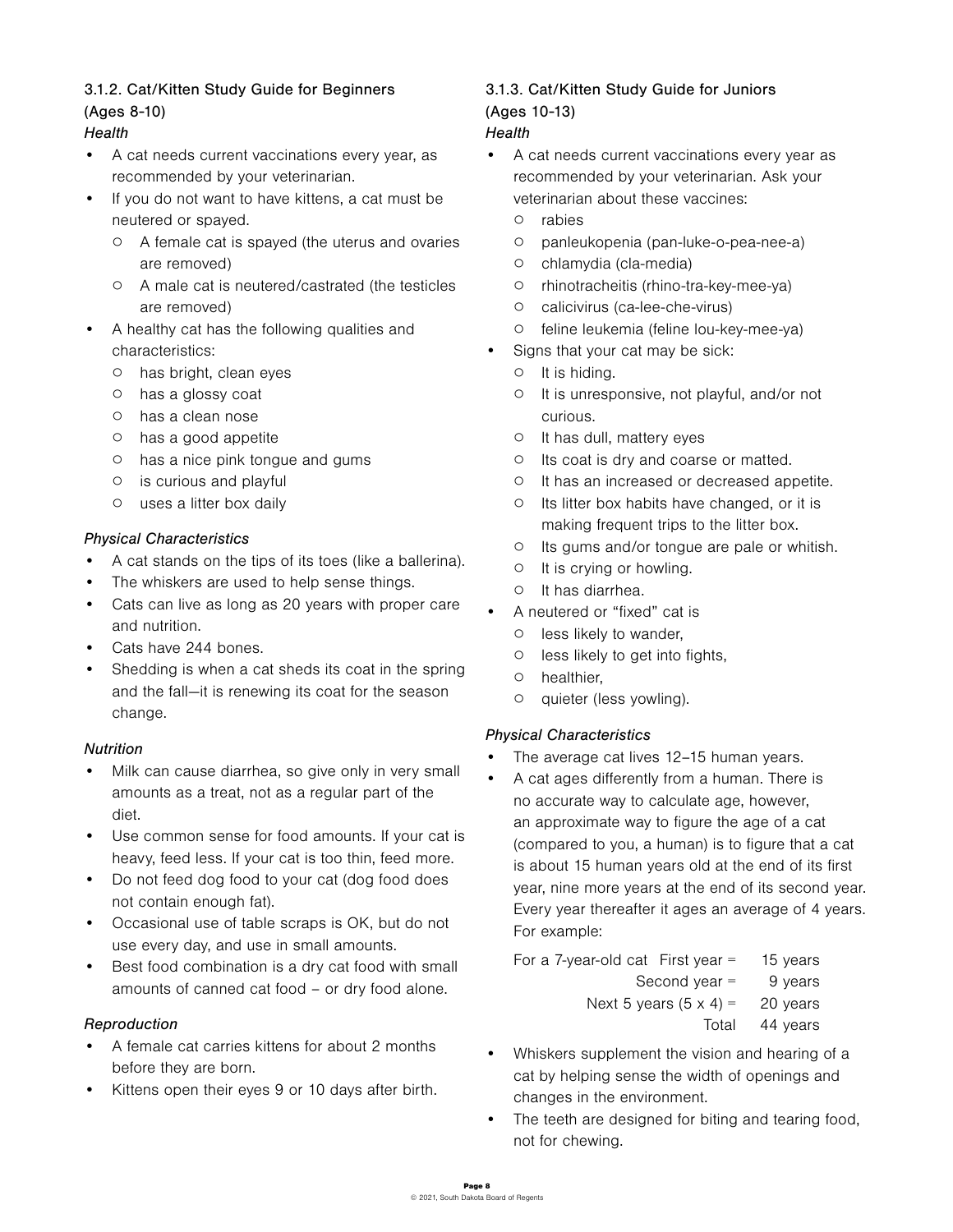### 3.1.2. Cat/Kitten Study Guide for Beginners (Ages 8-10)

*Health*

- A cat needs current vaccinations every year, as recommended by your veterinarian.
- If you do not want to have kittens, a cat must be neutered or spayed.
  - A female cat is spayed (the uterus and ovaries are removed)
  - A male cat is neutered/castrated (the testicles are removed)
- A healthy cat has the following qualities and characteristics:
  - has bright, clean eyes
  - has a glossy coat
  - has a clean nose
  - has a good appetite
  - has a nice pink tongue and gums
  - is curious and playful
  - uses a litter box daily

*Physical Characteristics*

- A cat stands on the tips of its toes (like a ballerina).
- The whiskers are used to help sense things.
- Cats can live as long as 20 years with proper care and nutrition.
- Cats have 244 bones.
- Shedding is when a cat sheds its coat in the spring and the fall—it is renewing its coat for the season change.

*Nutrition*

- Milk can cause diarrhea, so give only in very small amounts as a treat, not as a regular part of the diet.
- Use common sense for food amounts. If your cat is heavy, feed less. If your cat is too thin, feed more.
- Do not feed dog food to your cat (dog food does not contain enough fat).
- Occasional use of table scraps is OK, but do not use every day, and use in small amounts.
- Best food combination is a dry cat food with small amounts of canned cat food – or dry food alone.

*Reproduction*

- A female cat carries kittens for about 2 months before they are born.
- Kittens open their eyes 9 or 10 days after birth.

### 3.1.3. Cat/Kitten Study Guide for Juniors (Ages 10-13)

*Health*

- A cat needs current vaccinations every year as recommended by your veterinarian. Ask your veterinarian about these vaccines:
  - rabies
  - panleukopenia (pan-luke-o-pea-nee-a)
  - chlamydia (cla-media)
  - rhinotracheitis (rhino-tra-key-mee-ya)
  - calicivirus (ca-lee-che-virus)
  - feline leukemia (feline lou-key-mee-ya)
- Signs that your cat may be sick:
  - It is hiding.
  - It is unresponsive, not playful, and/or not curious.
  - It has dull, mattery eyes
  - Its coat is dry and coarse or matted.
  - It has an increased or decreased appetite.
  - Its litter box habits have changed, or it is making frequent trips to the litter box.
  - Its gums and/or tongue are pale or whitish.
  - It is crying or howling.
  - It has diarrhea.
- A neutered or "fixed" cat is
  - less likely to wander,
  - less likely to get into fights,
  - healthier,
  - quieter (less yowling).

*Physical Characteristics*

- The average cat lives 12–15 human years.
- A cat ages differently from a human. There is no accurate way to calculate age, however, an approximate way to figure the age of a cat (compared to you, a human) is to figure that a cat is about 15 human years old at the end of its first year, nine more years at the end of its second year. Every year thereafter it ages an average of 4 years. For example:

| For a 7-year-old cat First year = | 15 years |
|---|---|
| Second year = | 9 years |
| Next 5 years (5 x 4) = | 20 years |
| Total | 44 years |

- Whiskers supplement the vision and hearing of a cat by helping sense the width of openings and changes in the environment.
- The teeth are designed for biting and tearing food, not for chewing.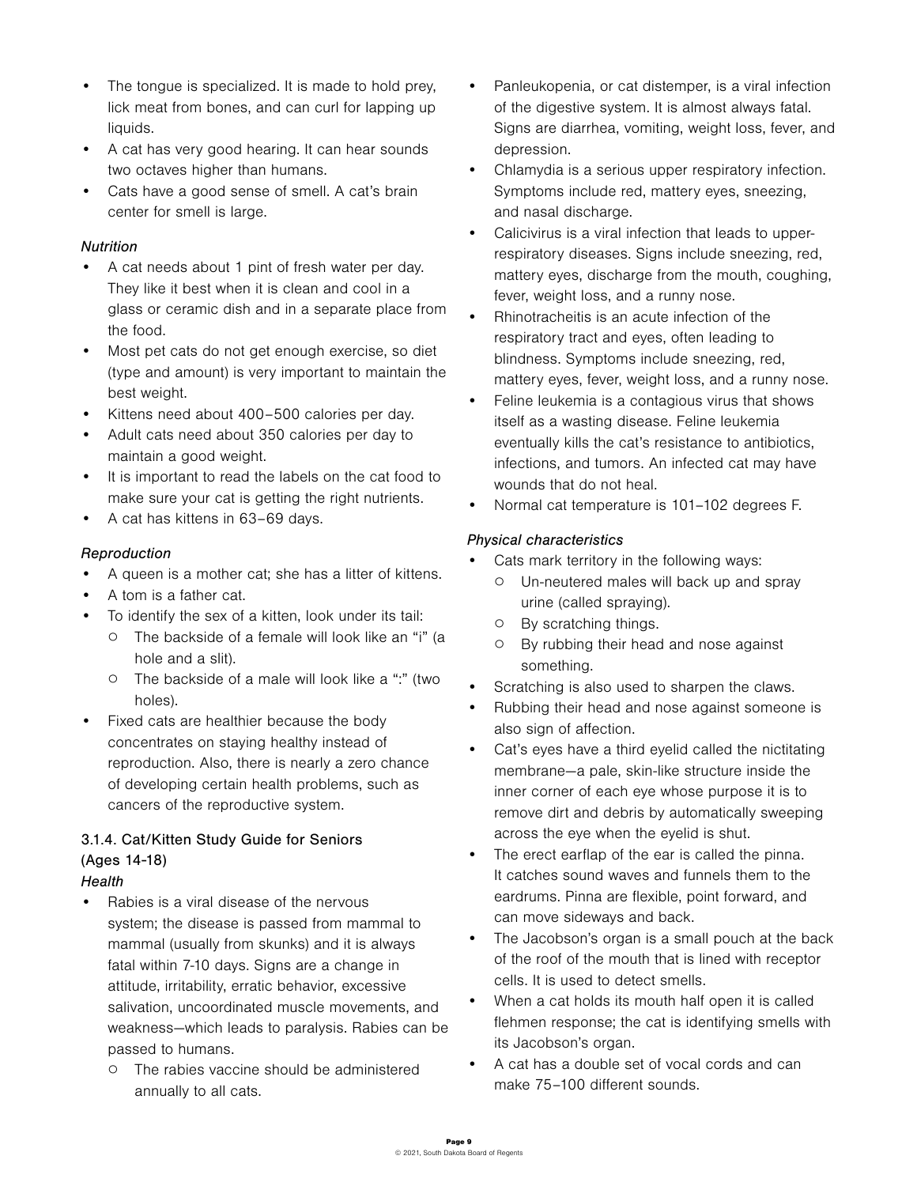- The tongue is specialized. It is made to hold prey, lick meat from bones, and can curl for lapping up liquids.
- A cat has very good hearing. It can hear sounds two octaves higher than humans.
- Cats have a good sense of smell. A cat's brain center for smell is large.

*Nutrition*

- A cat needs about 1 pint of fresh water per day. They like it best when it is clean and cool in a glass or ceramic dish and in a separate place from the food.
- Most pet cats do not get enough exercise, so diet (type and amount) is very important to maintain the best weight.
- Kittens need about 400–500 calories per day.
- Adult cats need about 350 calories per day to maintain a good weight.
- It is important to read the labels on the cat food to make sure your cat is getting the right nutrients.
- A cat has kittens in 63–69 days.

*Reproduction*

- A queen is a mother cat; she has a litter of kittens.
- A tom is a father cat.
- To identify the sex of a kitten, look under its tail:
  - The backside of a female will look like an "i" (a hole and a slit).
  - The backside of a male will look like a ":" (two holes).
- Fixed cats are healthier because the body concentrates on staying healthy instead of reproduction. Also, there is nearly a zero chance of developing certain health problems, such as cancers of the reproductive system.

### 3.1.4. Cat/Kitten Study Guide for Seniors (Ages 14-18)

*Health*

- Rabies is a viral disease of the nervous system; the disease is passed from mammal to mammal (usually from skunks) and it is always fatal within 7-10 days. Signs are a change in attitude, irritability, erratic behavior, excessive salivation, uncoordinated muscle movements, and weakness—which leads to paralysis. Rabies can be passed to humans.
  - The rabies vaccine should be administered annually to all cats.
- Panleukopenia, or cat distemper, is a viral infection of the digestive system. It is almost always fatal. Signs are diarrhea, vomiting, weight loss, fever, and depression.
- Chlamydia is a serious upper respiratory infection. Symptoms include red, mattery eyes, sneezing, and nasal discharge.
- Calicivirus is a viral infection that leads to upper-respiratory diseases. Signs include sneezing, red, mattery eyes, discharge from the mouth, coughing, fever, weight loss, and a runny nose.
- Rhinotracheitis is an acute infection of the respiratory tract and eyes, often leading to blindness. Symptoms include sneezing, red, mattery eyes, fever, weight loss, and a runny nose.
- Feline leukemia is a contagious virus that shows itself as a wasting disease. Feline leukemia eventually kills the cat's resistance to antibiotics, infections, and tumors. An infected cat may have wounds that do not heal.
- Normal cat temperature is 101–102 degrees F.

*Physical characteristics*

- Cats mark territory in the following ways:
  - Un-neutered males will back up and spray urine (called spraying).
  - By scratching things.
  - By rubbing their head and nose against something.
- Scratching is also used to sharpen the claws.
- Rubbing their head and nose against someone is also sign of affection.
- Cat's eyes have a third eyelid called the nictitating membrane—a pale, skin-like structure inside the inner corner of each eye whose purpose it is to remove dirt and debris by automatically sweeping across the eye when the eyelid is shut.
- The erect earflap of the ear is called the pinna. It catches sound waves and funnels them to the eardrums. Pinna are flexible, point forward, and can move sideways and back.
- The Jacobson's organ is a small pouch at the back of the roof of the mouth that is lined with receptor cells. It is used to detect smells.
- When a cat holds its mouth half open it is called flehmen response; the cat is identifying smells with its Jacobson's organ.
- A cat has a double set of vocal cords and can make 75–100 different sounds.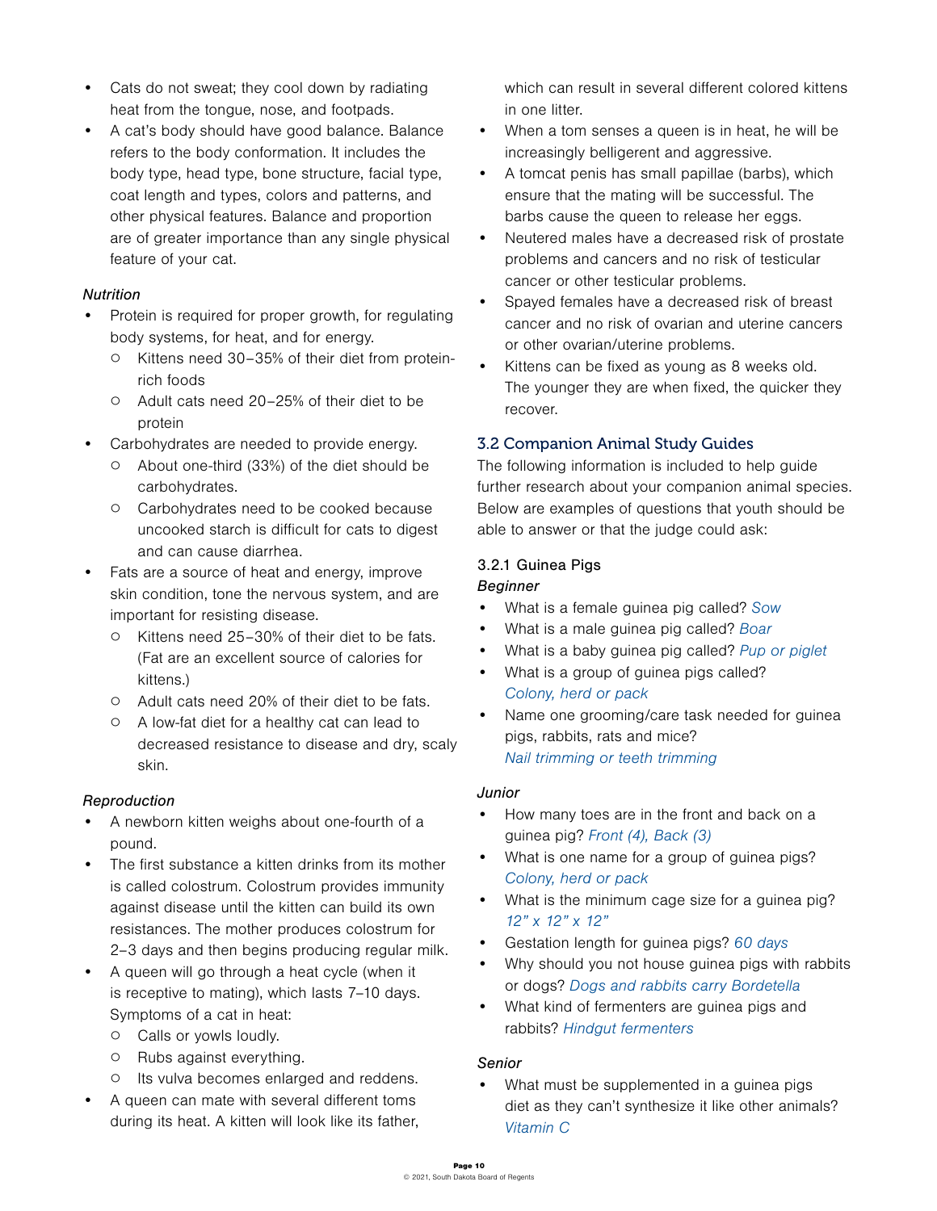- Cats do not sweat; they cool down by radiating heat from the tongue, nose, and footpads.
- A cat's body should have good balance. Balance refers to the body conformation. It includes the body type, head type, bone structure, facial type, coat length and types, colors and patterns, and other physical features. Balance and proportion are of greater importance than any single physical feature of your cat.

*Nutrition*

- Protein is required for proper growth, for regulating body systems, for heat, and for energy.
  - Kittens need 30–35% of their diet from protein-rich foods
  - Adult cats need 20–25% of their diet to be protein
- Carbohydrates are needed to provide energy.
  - About one-third (33%) of the diet should be carbohydrates.
  - Carbohydrates need to be cooked because uncooked starch is difficult for cats to digest and can cause diarrhea.
- Fats are a source of heat and energy, improve skin condition, tone the nervous system, and are important for resisting disease.
  - Kittens need 25–30% of their diet to be fats. (Fat are an excellent source of calories for kittens.)
  - Adult cats need 20% of their diet to be fats.
  - A low-fat diet for a healthy cat can lead to decreased resistance to disease and dry, scaly skin.

*Reproduction*

- A newborn kitten weighs about one-fourth of a pound.
- The first substance a kitten drinks from its mother is called colostrum. Colostrum provides immunity against disease until the kitten can build its own resistances. The mother produces colostrum for 2–3 days and then begins producing regular milk.
- A queen will go through a heat cycle (when it is receptive to mating), which lasts 7–10 days. Symptoms of a cat in heat:
  - Calls or yowls loudly.
  - Rubs against everything.
  - Its vulva becomes enlarged and reddens.
- A queen can mate with several different toms during its heat. A kitten will look like its father, which can result in several different colored kittens in one litter.
- When a tom senses a queen is in heat, he will be increasingly belligerent and aggressive.
- A tomcat penis has small papillae (barbs), which ensure that the mating will be successful. The barbs cause the queen to release her eggs.
- Neutered males have a decreased risk of prostate problems and cancers and no risk of testicular cancer or other testicular problems.
- Spayed females have a decreased risk of breast cancer and no risk of ovarian and uterine cancers or other ovarian/uterine problems.
- Kittens can be fixed as young as 8 weeks old. The younger they are when fixed, the quicker they recover.

## 3.2 Companion Animal Study Guides

The following information is included to help guide further research about your companion animal species. Below are examples of questions that youth should be able to answer or that the judge could ask:

### 3.2.1 Guinea Pigs

*Beginner*

- What is a female guinea pig called? *Sow*
- What is a male guinea pig called? *Boar*
- What is a baby guinea pig called? *Pup or piglet*
- What is a group of guinea pigs called? *Colony, herd or pack*
- Name one grooming/care task needed for guinea pigs, rabbits, rats and mice? *Nail trimming or teeth trimming*

*Junior*

- How many toes are in the front and back on a guinea pig? *Front (4), Back (3)*
- What is one name for a group of guinea pigs? *Colony, herd or pack*
- What is the minimum cage size for a guinea pig? *12" x 12" x 12"*
- Gestation length for guinea pigs? *60 days*
- Why should you not house guinea pigs with rabbits or dogs? *Dogs and rabbits carry Bordetella*
- What kind of fermenters are guinea pigs and rabbits? *Hindgut fermenters*

*Senior*

- What must be supplemented in a guinea pigs diet as they can't synthesize it like other animals? *Vitamin C*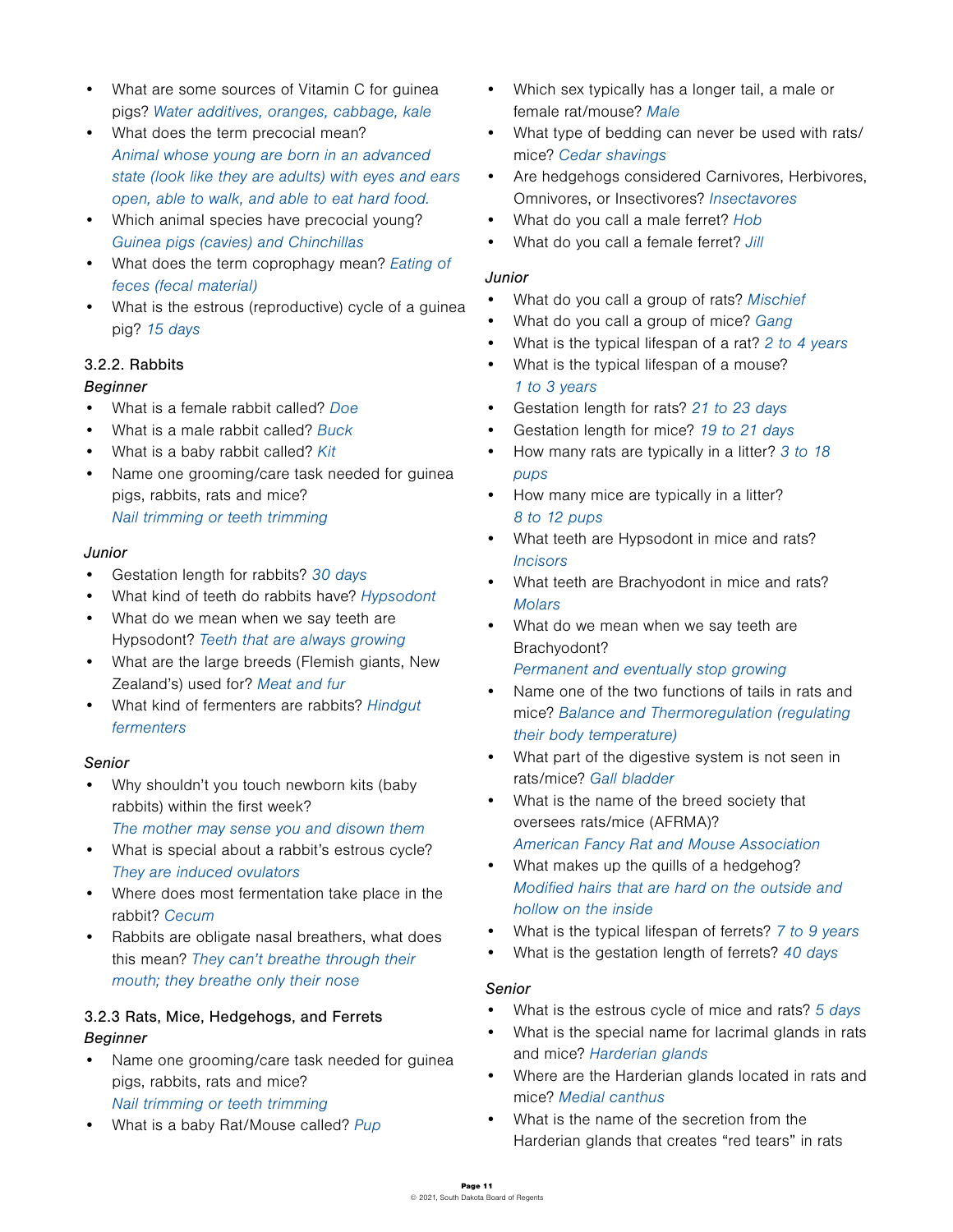- What are some sources of Vitamin C for guinea pigs? *Water additives, oranges, cabbage, kale*
- What does the term precocial mean? *Animal whose young are born in an advanced state (look like they are adults) with eyes and ears open, able to walk, and able to eat hard food.*
- Which animal species have precocial young? *Guinea pigs (cavies) and Chinchillas*
- What does the term coprophagy mean? *Eating of feces (fecal material)*
- What is the estrous (reproductive) cycle of a guinea pig? *15 days*

### 3.2.2. Rabbits

*Beginner*

- What is a female rabbit called? *Doe*
- What is a male rabbit called? *Buck*
- What is a baby rabbit called? *Kit*
- Name one grooming/care task needed for guinea pigs, rabbits, rats and mice? *Nail trimming or teeth trimming*

*Junior*

- Gestation length for rabbits? *30 days*
- What kind of teeth do rabbits have? *Hypsodont*
- What do we mean when we say teeth are Hypsodont? *Teeth that are always growing*
- What are the large breeds (Flemish giants, New Zealand's) used for? *Meat and fur*
- What kind of fermenters are rabbits? *Hindgut fermenters*

*Senior*

- Why shouldn't you touch newborn kits (baby rabbits) within the first week? *The mother may sense you and disown them*
- What is special about a rabbit's estrous cycle? *They are induced ovulators*
- Where does most fermentation take place in the rabbit? *Cecum*
- Rabbits are obligate nasal breathers, what does this mean? *They can't breathe through their mouth; they breathe only their nose*

### 3.2.3 Rats, Mice, Hedgehogs, and Ferrets

*Beginner*

- Name one grooming/care task needed for guinea pigs, rabbits, rats and mice? *Nail trimming or teeth trimming*
- What is a baby Rat/Mouse called? *Pup*
- Which sex typically has a longer tail, a male or female rat/mouse? *Male*
- What type of bedding can never be used with rats/mice? *Cedar shavings*
- Are hedgehogs considered Carnivores, Herbivores, Omnivores, or Insectivores? *Insectavores*
- What do you call a male ferret? *Hob*
- What do you call a female ferret? *Jill*

*Junior*

- What do you call a group of rats? *Mischief*
- What do you call a group of mice? *Gang*
- What is the typical lifespan of a rat? *2 to 4 years*
- What is the typical lifespan of a mouse? *1 to 3 years*
- Gestation length for rats? *21 to 23 days*
- Gestation length for mice? *19 to 21 days*
- How many rats are typically in a litter? *3 to 18 pups*
- How many mice are typically in a litter? *8 to 12 pups*
- What teeth are Hypsodont in mice and rats? *Incisors*
- What teeth are Brachyodont in mice and rats? *Molars*
- What do we mean when we say teeth are Brachyodont? *Permanent and eventually stop growing*
- Name one of the two functions of tails in rats and mice? *Balance and Thermoregulation (regulating their body temperature)*
- What part of the digestive system is not seen in rats/mice? *Gall bladder*
- What is the name of the breed society that oversees rats/mice (AFRMA)? *American Fancy Rat and Mouse Association*
- What makes up the quills of a hedgehog? *Modified hairs that are hard on the outside and hollow on the inside*
- What is the typical lifespan of ferrets? *7 to 9 years*
- What is the gestation length of ferrets? *40 days*

*Senior*

- What is the estrous cycle of mice and rats? *5 days*
- What is the special name for lacrimal glands in rats and mice? *Harderian glands*
- Where are the Harderian glands located in rats and mice? *Medial canthus*
- What is the name of the secretion from the Harderian glands that creates "red tears" in rats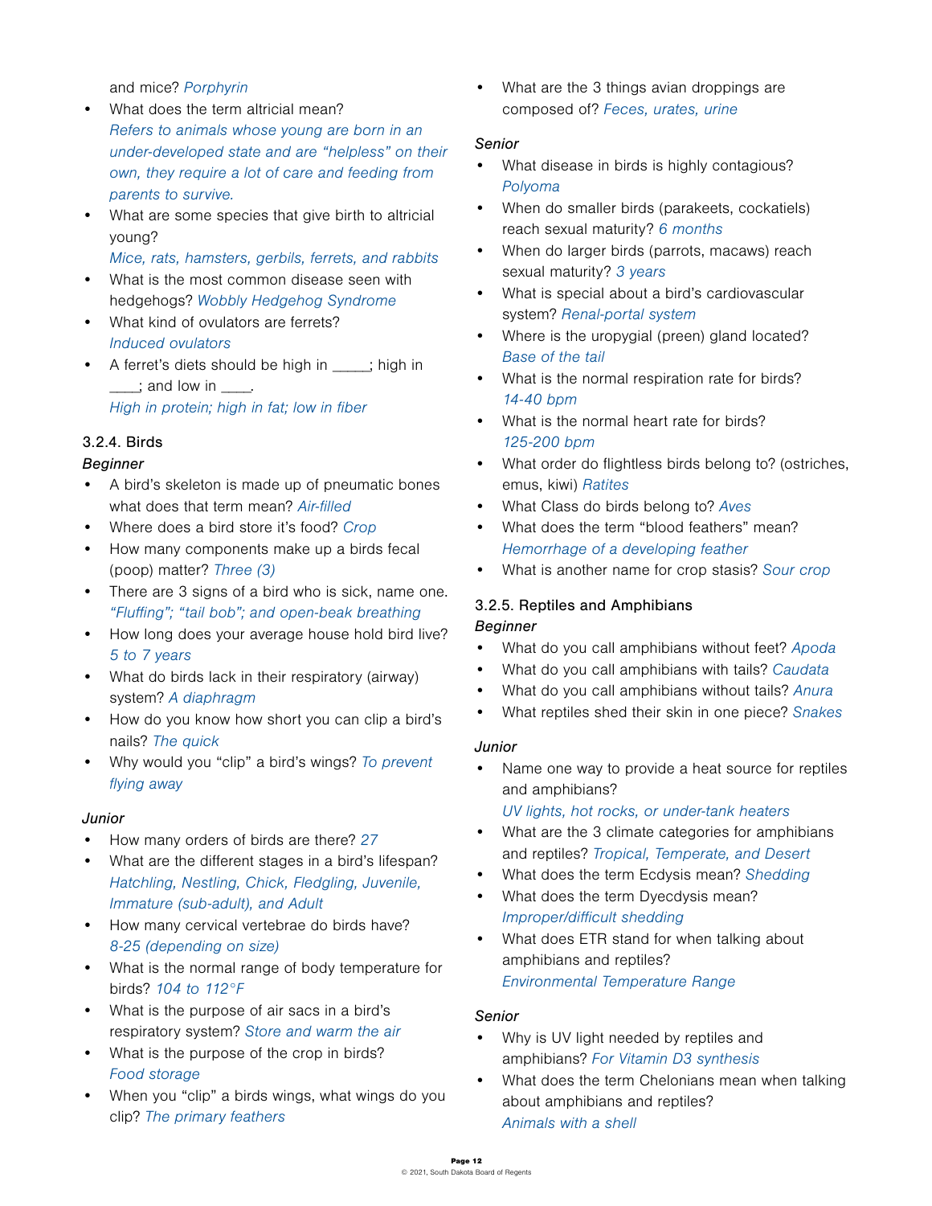and mice? *Porphyrin*

- What does the term altricial mean?
  *Refers to animals whose young are born in an under-developed state and are "helpless" on their own, they require a lot of care and feeding from parents to survive.*
- What are some species that give birth to altricial young?
  *Mice, rats, hamsters, gerbils, ferrets, and rabbits*
- What is the most common disease seen with hedgehogs? *Wobbly Hedgehog Syndrome*
- What kind of ovulators are ferrets?
  *Induced ovulators*
- A ferret's diets should be high in _____; high in ____; and low in ____.
  *High in protein; high in fat; low in fiber*

### 3.2.4. Birds

*Beginner*

- A bird's skeleton is made up of pneumatic bones what does that term mean? *Air-filled*
- Where does a bird store it's food? *Crop*
- How many components make up a birds fecal (poop) matter? *Three (3)*
- There are 3 signs of a bird who is sick, name one. *"Fluffing"; "tail bob"; and open-beak breathing*
- How long does your average house hold bird live? *5 to 7 years*
- What do birds lack in their respiratory (airway) system? *A diaphragm*
- How do you know how short you can clip a bird's nails? *The quick*
- Why would you "clip" a bird's wings? *To prevent flying away*

*Junior*

- How many orders of birds are there? *27*
- What are the different stages in a bird's lifespan? *Hatchling, Nestling, Chick, Fledgling, Juvenile, Immature (sub-adult), and Adult*
- How many cervical vertebrae do birds have? *8-25 (depending on size)*
- What is the normal range of body temperature for birds? *104 to 112°F*
- What is the purpose of air sacs in a bird's respiratory system? *Store and warm the air*
- What is the purpose of the crop in birds? *Food storage*
- When you "clip" a birds wings, what wings do you clip? *The primary feathers*
- What are the 3 things avian droppings are composed of? *Feces, urates, urine*

*Senior*

- What disease in birds is highly contagious? *Polyoma*
- When do smaller birds (parakeets, cockatiels) reach sexual maturity? *6 months*
- When do larger birds (parrots, macaws) reach sexual maturity? *3 years*
- What is special about a bird's cardiovascular system? *Renal-portal system*
- Where is the uropygial (preen) gland located? *Base of the tail*
- What is the normal respiration rate for birds? *14-40 bpm*
- What is the normal heart rate for birds? *125-200 bpm*
- What order do flightless birds belong to? (ostriches, emus, kiwi) *Ratites*
- What Class do birds belong to? *Aves*
- What does the term "blood feathers" mean? *Hemorrhage of a developing feather*
- What is another name for crop stasis? *Sour crop*

### 3.2.5. Reptiles and Amphibians

*Beginner*

- What do you call amphibians without feet? *Apoda*
- What do you call amphibians with tails? *Caudata*
- What do you call amphibians without tails? *Anura*
- What reptiles shed their skin in one piece? *Snakes*

*Junior*

- Name one way to provide a heat source for reptiles and amphibians?
  *UV lights, hot rocks, or under-tank heaters*
- What are the 3 climate categories for amphibians and reptiles? *Tropical, Temperate, and Desert*
- What does the term Ecdysis mean? *Shedding*
- What does the term Dyecdysis mean?
  *Improper/difficult shedding*
- What does ETR stand for when talking about amphibians and reptiles?
  *Environmental Temperature Range*

*Senior*

- Why is UV light needed by reptiles and amphibians? *For Vitamin D3 synthesis*
- What does the term Chelonians mean when talking about amphibians and reptiles?
  *Animals with a shell*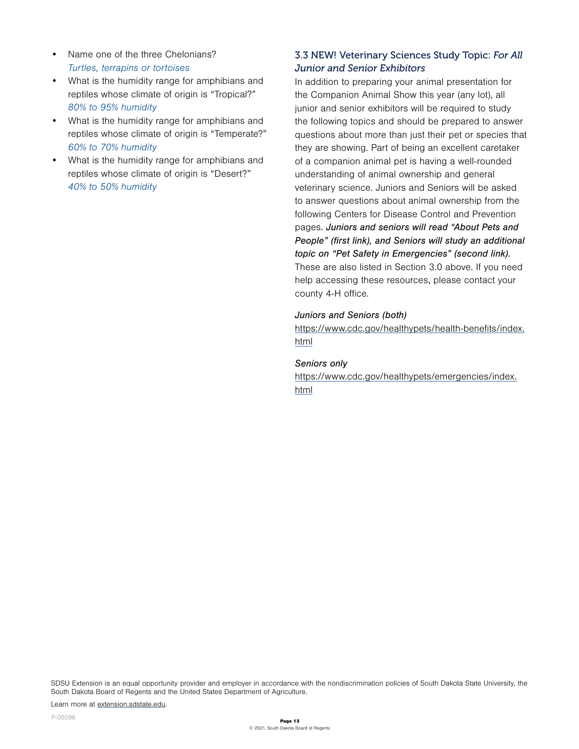- Name one of the three Chelonians?
  *Turtles, terrapins or tortoises*
- What is the humidity range for amphibians and reptiles whose climate of origin is "Tropical?"
  *80% to 95% humidity*
- What is the humidity range for amphibians and reptiles whose climate of origin is "Temperate?"
  *60% to 70% humidity*
- What is the humidity range for amphibians and reptiles whose climate of origin is "Desert?"
  *40% to 50% humidity*

### 3.3 NEW! Veterinary Sciences Study Topic: *For All Junior and Senior Exhibitors*

In addition to preparing your animal presentation for the Companion Animal Show this year (any lot), all junior and senior exhibitors will be required to study the following topics and should be prepared to answer questions about more than just their pet or species that they are showing. Part of being an excellent caretaker of a companion animal pet is having a well-rounded understanding of animal ownership and general veterinary science. Juniors and Seniors will be asked to answer questions about animal ownership from the following Centers for Disease Control and Prevention pages. ***Juniors and seniors will read "About Pets and People" (first link), and Seniors will study an additional topic on "Pet Safety in Emergencies" (second link).*** These are also listed in Section 3.0 above. If you need help accessing these resources, please contact your county 4-H office.

*Juniors and Seniors (both)*
https://www.cdc.gov/healthypets/health-benefits/index.html

*Seniors only*
https://www.cdc.gov/healthypets/emergencies/index.html

SDSU Extension is an equal opportunity provider and employer in accordance with the nondiscrimination policies of South Dakota State University, the South Dakota Board of Regents and the United States Department of Agriculture.

Learn more at extension.sdstate.edu.

P-00096

© 2021, South Dakota Board of Regents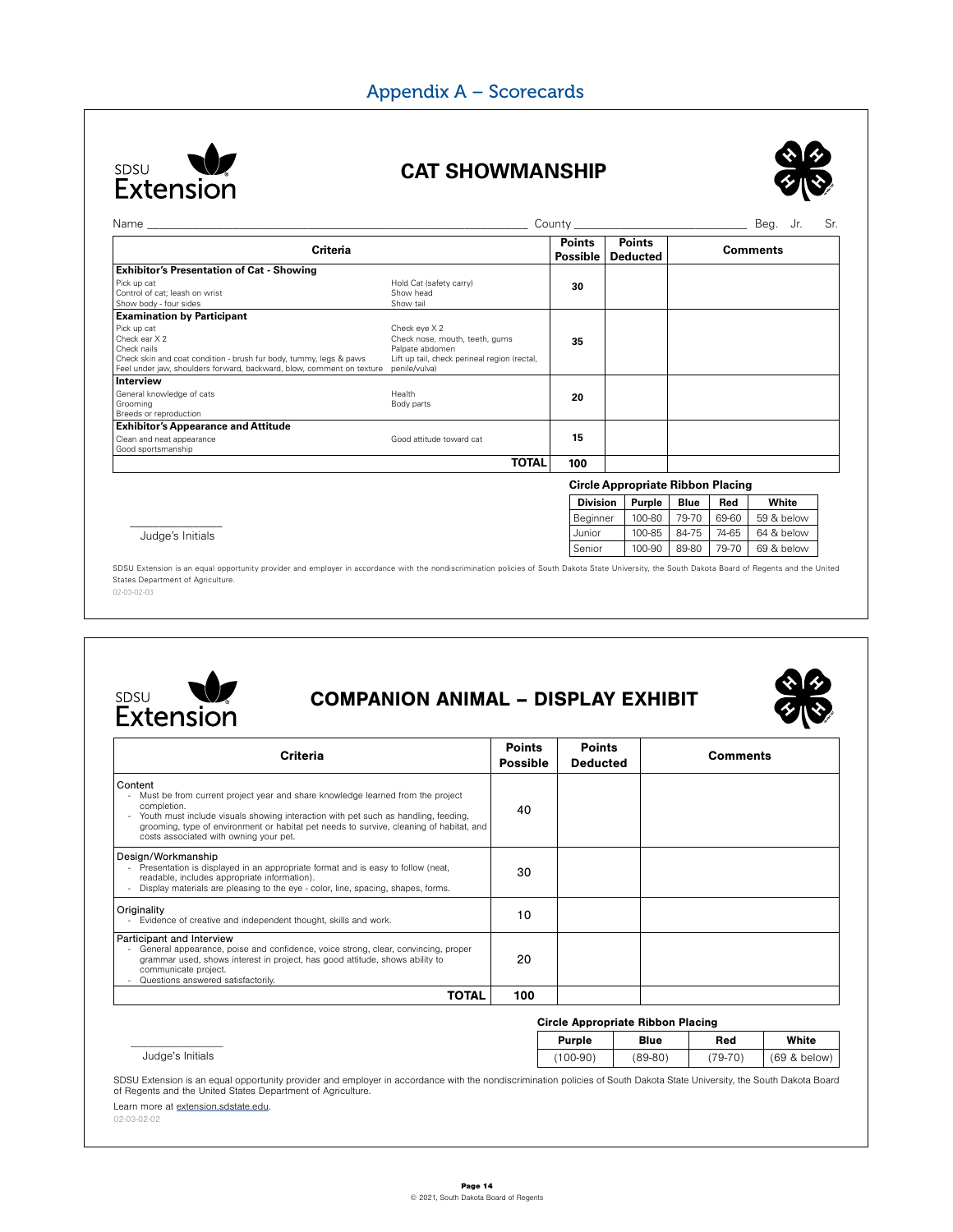# Appendix A – Scorecards

SDSU Extension

## CAT SHOWMANSHIP

Name ______________________________ County ______________________ Beg. Jr. Sr.

| Criteria | | Points Possible | Points Deducted | Comments |
|---|---|---|---|---|
| **Exhibitor's Presentation of Cat - Showing**<br>Pick up cat<br>Control of cat; leash on wrist<br>Show body - four sides | Hold Cat (safety carry)<br>Show head<br>Show tail | 30 | | |
| **Examination by Participant**<br>Pick up cat<br>Check ear X 2<br>Check nails<br>Check skin and coat condition - brush fur body, tummy, legs & paws<br>Feel under jaw, shoulders forward, backward, blow, comment on texture | Check eye X 2<br>Check nose, mouth, teeth, gums<br>Palpate abdomen<br>Lift up tail, check perineal region (rectal, penile/vulva) | 35 | | |
| **Interview**<br>General knowledge of cats<br>Grooming<br>Breeds or reproduction | Health<br>Body parts | 20 | | |
| **Exhibitor's Appearance and Attitude**<br>Clean and neat appearance<br>Good sportsmanship | Good attitude toward cat | 15 | | |
| | **TOTAL** | **100** | | |

**Circle Appropriate Ribbon Placing**

| Division | Purple | Blue | Red | White |
|---|---|---|---|---|
| Beginner | 100-80 | 79-70 | 69-60 | 59 & below |
| Junior | 100-85 | 84-75 | 74-65 | 64 & below |
| Senior | 100-90 | 89-80 | 79-70 | 69 & below |

_______________
Judge's Initials

SDSU Extension is an equal opportunity provider and employer in accordance with the nondiscrimination policies of South Dakota State University, the South Dakota Board of Regents and the United States Department of Agriculture.

02-03-02-03

---

SDSU Extension

## COMPANION ANIMAL – DISPLAY EXHIBIT

| Criteria | Points Possible | Points Deducted | Comments |
|---|---|---|---|
| Content<br>- Must be from current project year and share knowledge learned from the project completion.<br>- Youth must include visuals showing interaction with pet such as handling, feeding, grooming, type of environment or habitat pet needs to survive, cleaning of habitat, and costs associated with owning your pet. | 40 | | |
| Design/Workmanship<br>- Presentation is displayed in an appropriate format and is easy to follow (neat, readable, includes appropriate information).<br>- Display materials are pleasing to the eye - color, line, spacing, shapes, forms. | 30 | | |
| Originality<br>- Evidence of creative and independent thought, skills and work. | 10 | | |
| Participant and Interview<br>- General appearance, poise and confidence, voice strong, clear, convincing, proper grammar used, shows interest in project, has good attitude, shows ability to communicate project.<br>- Questions answered satisfactorily. | 20 | | |
| **TOTAL** | **100** | | |

**Circle Appropriate Ribbon Placing**

| Purple | Blue | Red | White |
|---|---|---|---|
| (100-90) | (89-80) | (79-70) | (69 & below) |

_______________
Judge's Initials

SDSU Extension is an equal opportunity provider and employer in accordance with the nondiscrimination policies of South Dakota State University, the South Dakota Board of Regents and the United States Department of Agriculture.

Learn more at extension.sdstate.edu.

02-03-02-02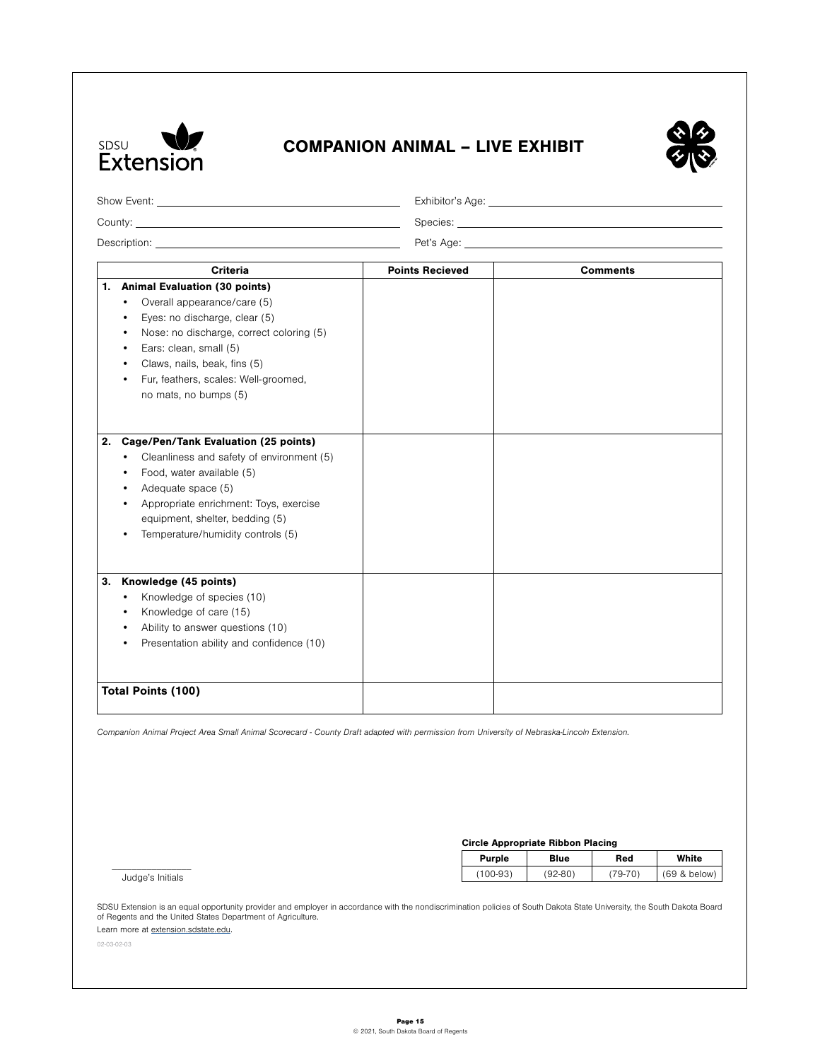SDSU Extension

# COMPANION ANIMAL – LIVE EXHIBIT

Show Event: \_\_\_\_\_\_\_\_\_\_\_\_\_\_\_\_\_\_\_\_ Exhibitor's Age: \_\_\_\_\_\_\_\_\_\_\_\_\_\_\_\_\_\_\_\_

County: \_\_\_\_\_\_\_\_\_\_\_\_\_\_\_\_\_\_\_\_ Species: \_\_\_\_\_\_\_\_\_\_\_\_\_\_\_\_\_\_\_\_

Description: \_\_\_\_\_\_\_\_\_\_\_\_\_\_\_\_\_\_\_\_ Pet's Age: \_\_\_\_\_\_\_\_\_\_\_\_\_\_\_\_\_\_\_\_

| Criteria | Points Recieved | Comments |
|---|---|---|
| **1. Animal Evaluation (30 points)**<br>• Overall appearance/care (5)<br>• Eyes: no discharge, clear (5)<br>• Nose: no discharge, correct coloring (5)<br>• Ears: clean, small (5)<br>• Claws, nails, beak, fins (5)<br>• Fur, feathers, scales: Well-groomed, no mats, no bumps (5) | | |
| **2. Cage/Pen/Tank Evaluation (25 points)**<br>• Cleanliness and safety of environment (5)<br>• Food, water available (5)<br>• Adequate space (5)<br>• Appropriate enrichment: Toys, exercise equipment, shelter, bedding (5)<br>• Temperature/humidity controls (5) | | |
| **3. Knowledge (45 points)**<br>• Knowledge of species (10)<br>• Knowledge of care (15)<br>• Ability to answer questions (10)<br>• Presentation ability and confidence (10) | | |
| **Total Points (100)** | | |

*Companion Animal Project Area Small Animal Scorecard - County Draft adapted with permission from University of Nebraska-Lincoln Extension.*

**Circle Appropriate Ribbon Placing**

| Purple | Blue | Red | White |
|---|---|---|---|
| (100-93) | (92-80) | (79-70) | (69 & below) |

\_\_\_\_\_\_\_\_\_\_\_\_\_\_\_\_
Judge's Initials

SDSU Extension is an equal opportunity provider and employer in accordance with the nondiscrimination policies of South Dakota State University, the South Dakota Board of Regents and the United States Department of Agriculture.

Learn more at extension.sdstate.edu.

02-03-02-03

© 2021, South Dakota Board of Regents